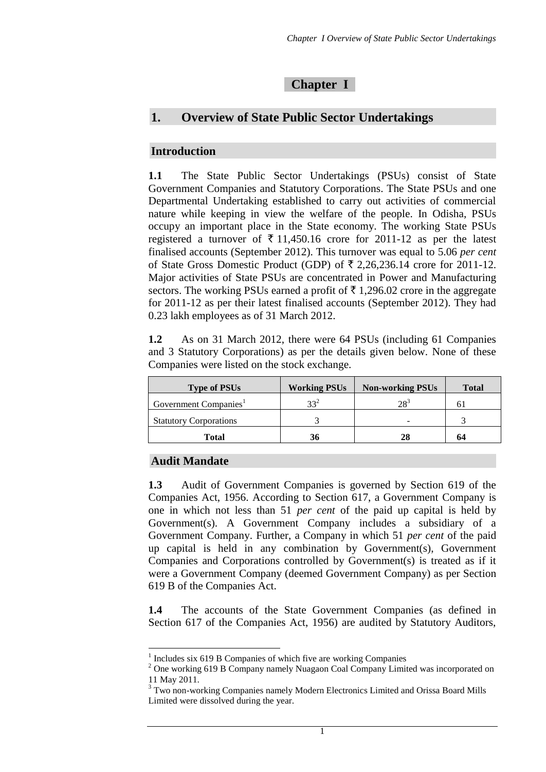# Chapter I

## 1. Overview of State Public Sector Undertakings

### Introduction

**1.1** The State Public Sector Undertakings (PSUs) consist of State Government Companies and Statutory Corporations. The State PSUs and one Departmental Undertaking established to carry out activities of commercial nature while keeping in view the welfare of the people. In Odisha, PSUs occupy an important place in the State economy. The working State PSUs registered a turnover of ₹ 11,450.16 crore for 2011-12 as per the latest finalised accounts (September 2012). This turnover was equal to 5.06 *per cent* of State Gross Domestic Product (GDP) of ₹ 2,26,236.14 crore for 2011-12. Major activities of State PSUs are concentrated in Power and Manufacturing sectors. The working PSUs earned a profit of ₹ 1,296.02 crore in the aggregate for 2011-12 as per their latest finalised accounts (September 2012). They had 0.23 lakh employees as of 31 March 2012.

**1.2** As on 31 March 2012, there were 64 PSUs (including 61 Companies and 3 Statutory Corporations) as per the details given below. None of these Companies were listed on the stock exchange.

| Type of PSUs | Working PSUs | Non-working PSUs | Total |
|---|---|---|---|
| Government Companies[1] | 33[2] | 28[3] | 61 |
| Statutory Corporations | 3 | - | 3 |
| **Total** | **36** | **28** | **64** |

### Audit Mandate

**1.3** Audit of Government Companies is governed by Section 619 of the Companies Act, 1956. According to Section 617, a Government Company is one in which not less than 51 *per cent* of the paid up capital is held by Government(s). A Government Company includes a subsidiary of a Government Company. Further, a Company in which 51 *per cent* of the paid up capital is held in any combination by Government(s), Government Companies and Corporations controlled by Government(s) is treated as if it were a Government Company (deemed Government Company) as per Section 619 B of the Companies Act.

**1.4** The accounts of the State Government Companies (as defined in Section 617 of the Companies Act, 1956) are audited by Statutory Auditors,

---

[1] Includes six 619 B Companies of which five are working Companies

[2] One working 619 B Company namely Nuagaon Coal Company Limited was incorporated on 11 May 2011.

[3] Two non-working Companies namely Modern Electronics Limited and Orissa Board Mills Limited were dissolved during the year.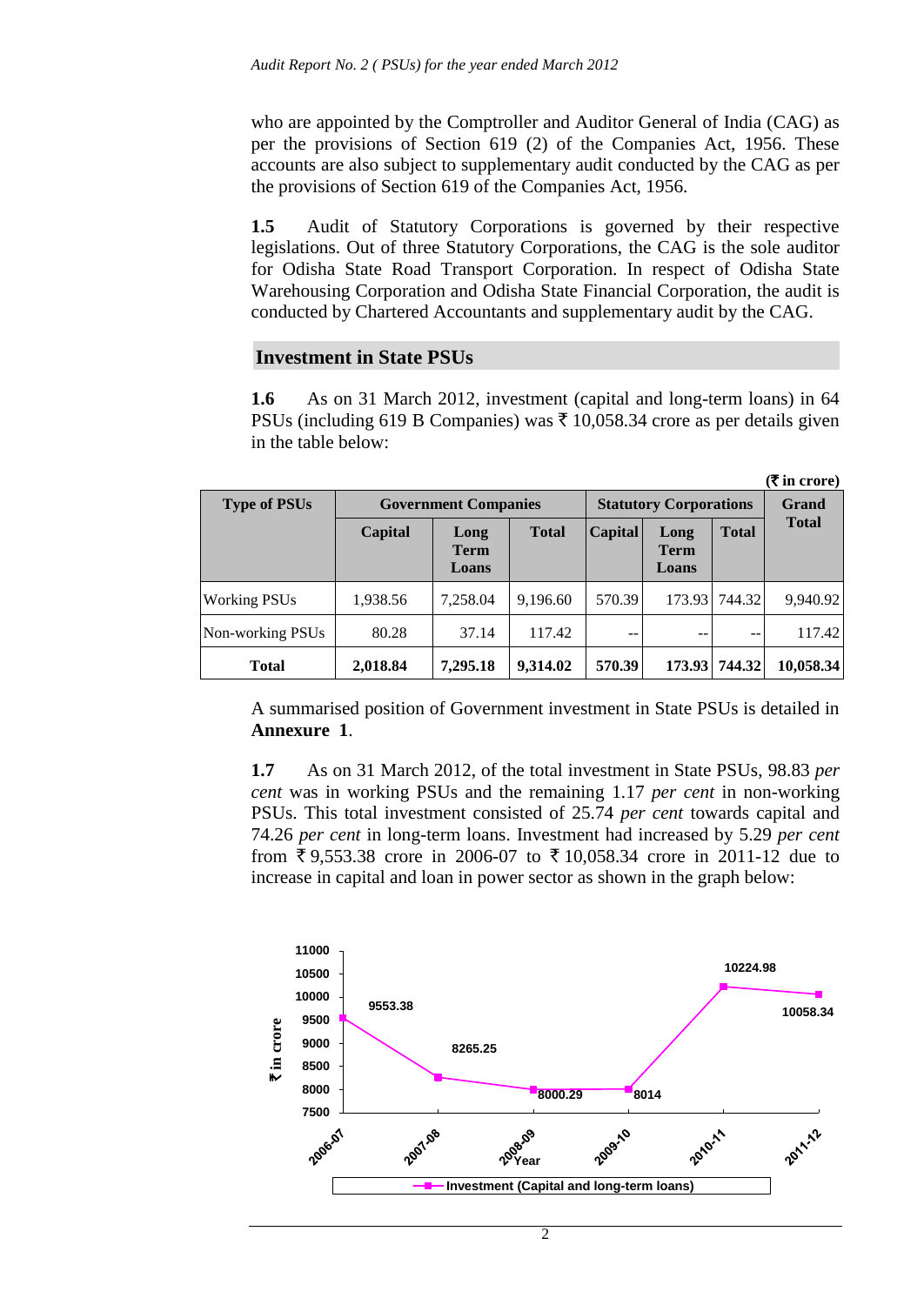who are appointed by the Comptroller and Auditor General of India (CAG) as per the provisions of Section 619 (2) of the Companies Act, 1956. These accounts are also subject to supplementary audit conducted by the CAG as per the provisions of Section 619 of the Companies Act, 1956.

**1.5** Audit of Statutory Corporations is governed by their respective legislations. Out of three Statutory Corporations, the CAG is the sole auditor for Odisha State Road Transport Corporation. In respect of Odisha State Warehousing Corporation and Odisha State Financial Corporation, the audit is conducted by Chartered Accountants and supplementary audit by the CAG.

## Investment in State PSUs

**1.6** As on 31 March 2012, investment (capital and long-term loans) in 64 PSUs (including 619 B Companies) was ₹ 10,058.34 crore as per details given in the table below:

**(₹ in crore)**

| Type of PSUs | Government Companies | | | Statutory Corporations | | | Grand Total |
|---|---|---|---|---|---|---|---|
| | Capital | Long Term Loans | Total | Capital | Long Term Loans | Total | |
| Working PSUs | 1,938.56 | 7,258.04 | 9,196.60 | 570.39 | 173.93 | 744.32 | 9,940.92 |
| Non-working PSUs | 80.28 | 37.14 | 117.42 | -- | -- | -- | 117.42 |
| **Total** | **2,018.84** | **7,295.18** | **9,314.02** | **570.39** | **173.93** | **744.32** | **10,058.34** |

A summarised position of Government investment in State PSUs is detailed in **Annexure 1**.

**1.7** As on 31 March 2012, of the total investment in State PSUs, 98.83 *per cent* was in working PSUs and the remaining 1.17 *per cent* in non-working PSUs. This total investment consisted of 25.74 *per cent* towards capital and 74.26 *per cent* in long-term loans. Investment had increased by 5.29 *per cent* from ₹ 9,553.38 crore in 2006-07 to ₹ 10,058.34 crore in 2011-12 due to increase in capital and loan in power sector as shown in the graph below:

| Year | Investment (Capital and long-term loans) (₹ in crore) |
|---|---|
| 2006-07 | 9553.38 |
| 2007-08 | 8265.25 |
| 2008-09 | 8000.29 |
| 2009-10 | 8014 |
| 2010-11 | 10224.98 |
| 2011-12 | 10058.34 |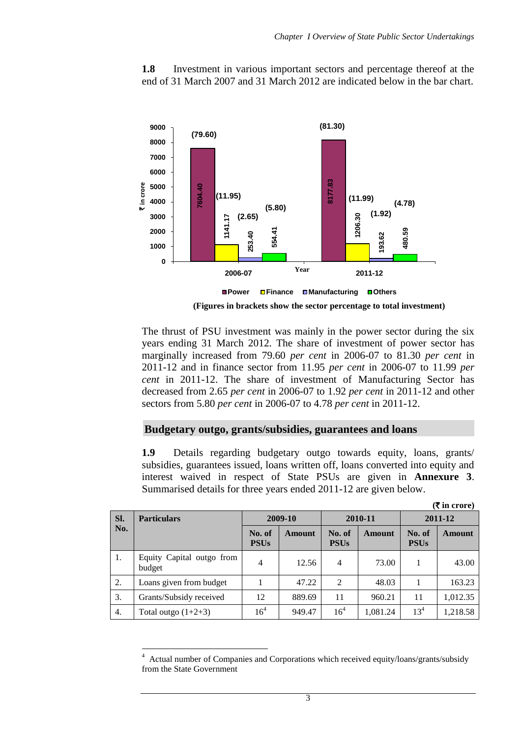**1.8** Investment in various important sectors and percentage thereof at the end of 31 March 2007 and 31 March 2012 are indicated below in the bar chart.

(Figures in brackets show the sector percentage to total investment)

The thrust of PSU investment was mainly in the power sector during the six years ending 31 March 2012. The share of investment of power sector has marginally increased from 79.60 *per cent* in 2006-07 to 81.30 *per cent* in 2011-12 and in finance sector from 11.95 *per cent* in 2006-07 to 11.99 *per cent* in 2011-12. The share of investment of Manufacturing Sector has decreased from 2.65 *per cent* in 2006-07 to 1.92 *per cent* in 2011-12 and other sectors from 5.80 *per cent* in 2006-07 to 4.78 *per cent* in 2011-12.

## Budgetary outgo, grants/subsidies, guarantees and loans

**1.9** Details regarding budgetary outgo towards equity, loans, grants/ subsidies, guarantees issued, loans written off, loans converted into equity and interest waived in respect of State PSUs are given in **Annexure 3**. Summarised details for three years ended 2011-12 are given below.

**(₹ in crore)**

| Sl. No. | Particulars | 2009-10 | | 2010-11 | | 2011-12 | |
|---|---|---|---|---|---|---|---|
| | | No. of PSUs | Amount | No. of PSUs | Amount | No. of PSUs | Amount |
| 1. | Equity Capital outgo from budget | 4 | 12.56 | 4 | 73.00 | 1 | 43.00 |
| 2. | Loans given from budget | 1 | 47.22 | 2 | 48.03 | 1 | 163.23 |
| 3. | Grants/Subsidy received | 12 | 889.69 | 11 | 960.21 | 11 | 1,012.35 |
| 4. | Total outgo (1+2+3) | 16[4] | 949.47 | 16[4] | 1,081.24 | 13[4] | 1,218.58 |

[4] Actual number of Companies and Corporations which received equity/loans/grants/subsidy from the State Government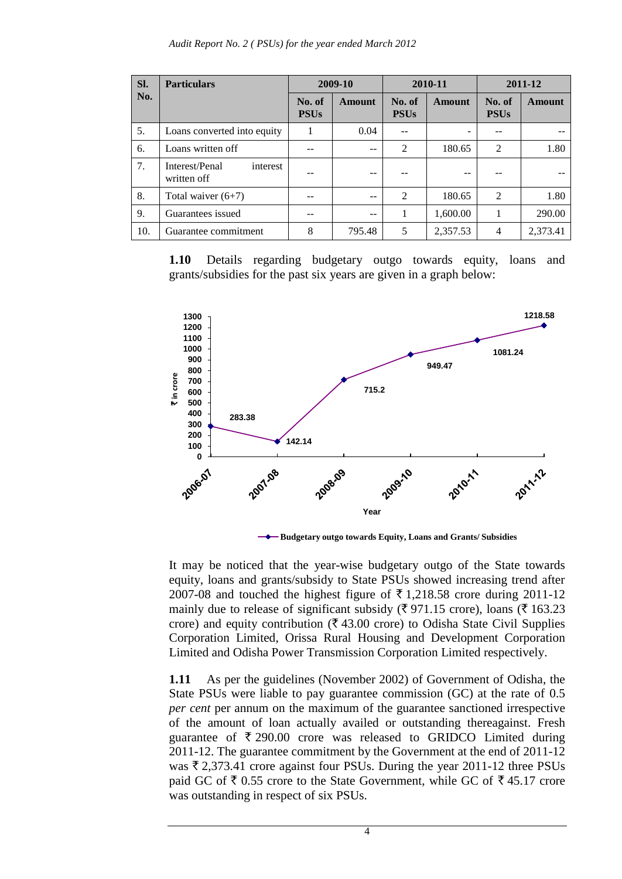| Sl. No. | Particulars | 2009-10 | | 2010-11 | | 2011-12 | |
|---|---|---|---|---|---|---|---|
| | | No. of PSUs | Amount | No. of PSUs | Amount | No. of PSUs | Amount |
| 5. | Loans converted into equity | 1 | 0.04 | -- | - | -- | -- |
| 6. | Loans written off | -- | -- | 2 | 180.65 | 2 | 1.80 |
| 7. | Interest/Penal interest written off | -- | -- | -- | -- | -- | -- |
| 8. | Total waiver (6+7) | -- | -- | 2 | 180.65 | 2 | 1.80 |
| 9. | Guarantees issued | -- | -- | 1 | 1,600.00 | 1 | 290.00 |
| 10. | Guarantee commitment | 8 | 795.48 | 5 | 2,357.53 | 4 | 2,373.41 |

**1.10** Details regarding budgetary outgo towards equity, loans and grants/subsidies for the past six years are given in a graph below:

| Year | Budgetary outgo towards Equity, Loans and Grants/ Subsidies (₹ in crore) |
|---|---|
| 2006-07 | 283.38 |
| 2007-08 | 142.14 |
| 2008-09 | 715.2 |
| 2009-10 | 949.47 |
| 2010-11 | 1081.24 |
| 2011-12 | 1218.58 |

It may be noticed that the year-wise budgetary outgo of the State towards equity, loans and grants/subsidy to State PSUs showed increasing trend after 2007-08 and touched the highest figure of ₹ 1,218.58 crore during 2011-12 mainly due to release of significant subsidy (₹ 971.15 crore), loans (₹ 163.23 crore) and equity contribution (₹ 43.00 crore) to Odisha State Civil Supplies Corporation Limited, Orissa Rural Housing and Development Corporation Limited and Odisha Power Transmission Corporation Limited respectively.

**1.11** As per the guidelines (November 2002) of Government of Odisha, the State PSUs were liable to pay guarantee commission (GC) at the rate of 0.5 *per cent* per annum on the maximum of the guarantee sanctioned irrespective of the amount of loan actually availed or outstanding thereagainst. Fresh guarantee of ₹ 290.00 crore was released to GRIDCO Limited during 2011-12. The guarantee commitment by the Government at the end of 2011-12 was ₹ 2,373.41 crore against four PSUs. During the year 2011-12 three PSUs paid GC of ₹ 0.55 crore to the State Government, while GC of ₹ 45.17 crore was outstanding in respect of six PSUs.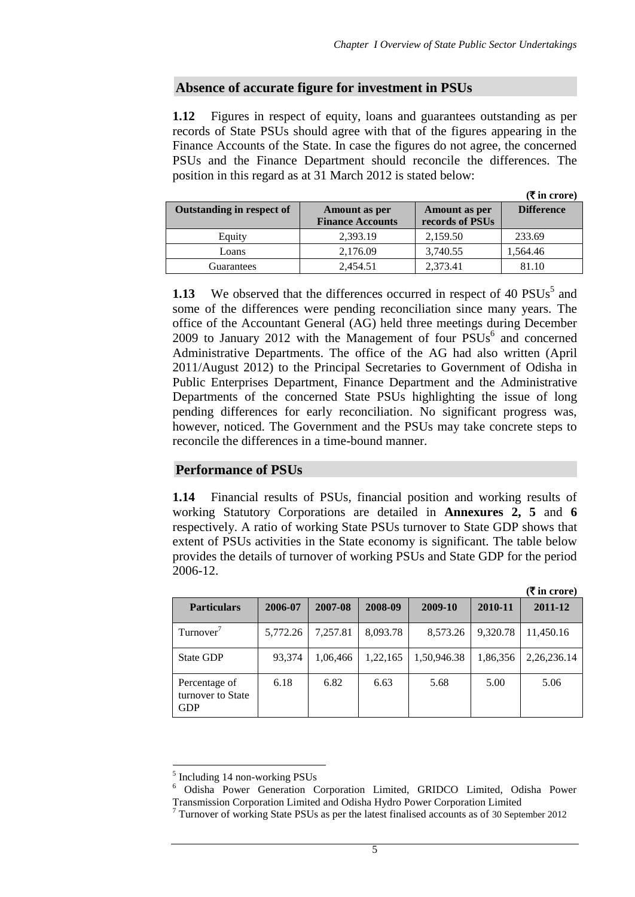## Absence of accurate figure for investment in PSUs

**1.12** Figures in respect of equity, loans and guarantees outstanding as per records of State PSUs should agree with that of the figures appearing in the Finance Accounts of the State. In case the figures do not agree, the concerned PSUs and the Finance Department should reconcile the differences. The position in this regard as at 31 March 2012 is stated below:

**(₹ in crore)**

| Outstanding in respect of | Amount as per Finance Accounts | Amount as per records of PSUs | Difference |
|---|---|---|---|
| Equity | 2,393.19 | 2,159.50 | 233.69 |
| Loans | 2,176.09 | 3,740.55 | 1,564.46 |
| Guarantees | 2,454.51 | 2,373.41 | 81.10 |

**1.13** We observed that the differences occurred in respect of 40 PSUs[5] and some of the differences were pending reconciliation since many years. The office of the Accountant General (AG) held three meetings during December 2009 to January 2012 with the Management of four PSUs[6] and concerned Administrative Departments. The office of the AG had also written (April 2011/August 2012) to the Principal Secretaries to Government of Odisha in Public Enterprises Department, Finance Department and the Administrative Departments of the concerned State PSUs highlighting the issue of long pending differences for early reconciliation. No significant progress was, however, noticed. The Government and the PSUs may take concrete steps to reconcile the differences in a time-bound manner.

## Performance of PSUs

**1.14** Financial results of PSUs, financial position and working results of working Statutory Corporations are detailed in **Annexures 2, 5** and **6** respectively. A ratio of working State PSUs turnover to State GDP shows that extent of PSUs activities in the State economy is significant. The table below provides the details of turnover of working PSUs and State GDP for the period 2006-12.

**(₹ in crore)**

| Particulars | 2006-07 | 2007-08 | 2008-09 | 2009-10 | 2010-11 | 2011-12 |
|---|---|---|---|---|---|---|
| Turnover[7] | 5,772.26 | 7,257.81 | 8,093.78 | 8,573.26 | 9,320.78 | 11,450.16 |
| State GDP | 93,374 | 1,06,466 | 1,22,165 | 1,50,946.38 | 1,86,356 | 2,26,236.14 |
| Percentage of turnover to State GDP | 6.18 | 6.82 | 6.63 | 5.68 | 5.00 | 5.06 |

---

[5] Including 14 non-working PSUs

[6] Odisha Power Generation Corporation Limited, GRIDCO Limited, Odisha Power Transmission Corporation Limited and Odisha Hydro Power Corporation Limited

[7] Turnover of working State PSUs as per the latest finalised accounts as of 30 September 2012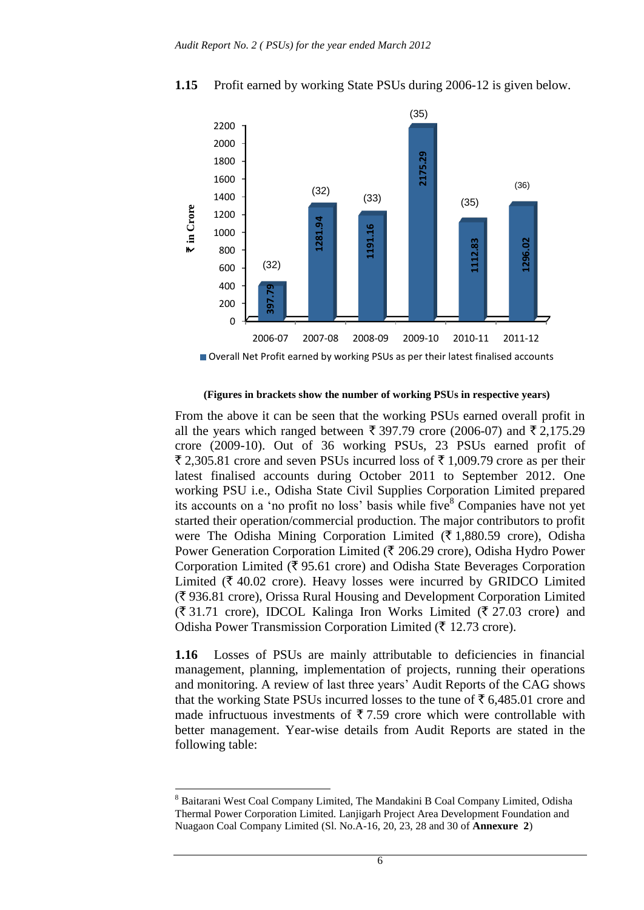**1.15** Profit earned by working State PSUs during 2006-12 is given below.

| Year | Overall Net Profit earned by working PSUs as per their latest finalised accounts (₹ in Crore) | Number of working PSUs |
|---|---|---|
| 2006-07 | 397.79 | (32) |
| 2007-08 | 1281.94 | (32) |
| 2008-09 | 1191.16 | (33) |
| 2009-10 | 2175.29 | (35) |
| 2010-11 | 1112.83 | (35) |
| 2011-12 | 1296.02 | (36) |

**(Figures in brackets show the number of working PSUs in respective years)**

From the above it can be seen that the working PSUs earned overall profit in all the years which ranged between ₹ 397.79 crore (2006-07) and ₹ 2,175.29 crore (2009-10). Out of 36 working PSUs, 23 PSUs earned profit of ₹ 2,305.81 crore and seven PSUs incurred loss of ₹ 1,009.79 crore as per their latest finalised accounts during October 2011 to September 2012. One working PSU i.e., Odisha State Civil Supplies Corporation Limited prepared its accounts on a 'no profit no loss' basis while five[8] Companies have not yet started their operation/commercial production. The major contributors to profit were The Odisha Mining Corporation Limited (₹ 1,880.59 crore), Odisha Power Generation Corporation Limited (₹ 206.29 crore), Odisha Hydro Power Corporation Limited (₹ 95.61 crore) and Odisha State Beverages Corporation Limited (₹ 40.02 crore). Heavy losses were incurred by GRIDCO Limited (₹ 936.81 crore), Orissa Rural Housing and Development Corporation Limited (₹ 31.71 crore), IDCOL Kalinga Iron Works Limited (₹ 27.03 crore) and Odisha Power Transmission Corporation Limited (₹ 12.73 crore).

**1.16** Losses of PSUs are mainly attributable to deficiencies in financial management, planning, implementation of projects, running their operations and monitoring. A review of last three years' Audit Reports of the CAG shows that the working State PSUs incurred losses to the tune of ₹ 6,485.01 crore and made infructuous investments of ₹ 7.59 crore which were controllable with better management. Year-wise details from Audit Reports are stated in the following table:

---

[8] Baitarani West Coal Company Limited, The Mandakini B Coal Company Limited, Odisha Thermal Power Corporation Limited. Lanjigarh Project Area Development Foundation and Nuagaon Coal Company Limited (Sl. No.A-16, 20, 23, 28 and 30 of **Annexure 2**)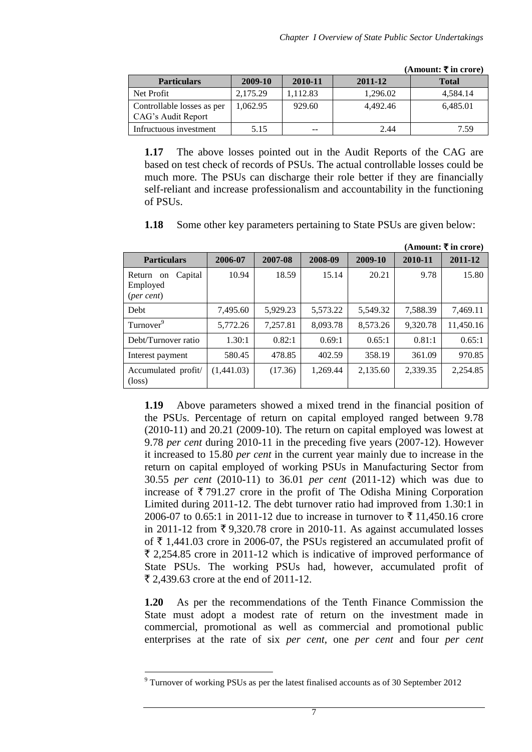(Amount: ₹ in crore)

| Particulars | 2009-10 | 2010-11 | 2011-12 | Total |
|---|---|---|---|---|
| Net Profit | 2,175.29 | 1,112.83 | 1,296.02 | 4,584.14 |
| Controllable losses as per CAG's Audit Report | 1,062.95 | 929.60 | 4,492.46 | 6,485.01 |
| Infructuous investment | 5.15 | -- | 2.44 | 7.59 |

**1.17** The above losses pointed out in the Audit Reports of the CAG are based on test check of records of PSUs. The actual controllable losses could be much more. The PSUs can discharge their role better if they are financially self-reliant and increase professionalism and accountability in the functioning of PSUs.

**1.18** Some other key parameters pertaining to State PSUs are given below:

(Amount: ₹ in crore)

| Particulars | 2006-07 | 2007-08 | 2008-09 | 2009-10 | 2010-11 | 2011-12 |
|---|---|---|---|---|---|---|
| Return on Capital Employed (*per cent*) | 10.94 | 18.59 | 15.14 | 20.21 | 9.78 | 15.80 |
| Debt | 7,495.60 | 5,929.23 | 5,573.22 | 5,549.32 | 7,588.39 | 7,469.11 |
| Turnover[9] | 5,772.26 | 7,257.81 | 8,093.78 | 8,573.26 | 9,320.78 | 11,450.16 |
| Debt/Turnover ratio | 1.30:1 | 0.82:1 | 0.69:1 | 0.65:1 | 0.81:1 | 0.65:1 |
| Interest payment | 580.45 | 478.85 | 402.59 | 358.19 | 361.09 | 970.85 |
| Accumulated profit/ (loss) | (1,441.03) | (17.36) | 1,269.44 | 2,135.60 | 2,339.35 | 2,254.85 |

**1.19** Above parameters showed a mixed trend in the financial position of the PSUs. Percentage of return on capital employed ranged between 9.78 (2010-11) and 20.21 (2009-10). The return on capital employed was lowest at 9.78 *per cent* during 2010-11 in the preceding five years (2007-12). However it increased to 15.80 *per cent* in the current year mainly due to increase in the return on capital employed of working PSUs in Manufacturing Sector from 30.55 *per cent* (2010-11) to 36.01 *per cent* (2011-12) which was due to increase of ₹ 791.27 crore in the profit of The Odisha Mining Corporation Limited during 2011-12. The debt turnover ratio had improved from 1.30:1 in 2006-07 to 0.65:1 in 2011-12 due to increase in turnover to ₹ 11,450.16 crore in 2011-12 from ₹ 9,320.78 crore in 2010-11. As against accumulated losses of ₹ 1,441.03 crore in 2006-07, the PSUs registered an accumulated profit of ₹ 2,254.85 crore in 2011-12 which is indicative of improved performance of State PSUs. The working PSUs had, however, accumulated profit of ₹ 2,439.63 crore at the end of 2011-12.

**1.20** As per the recommendations of the Tenth Finance Commission the State must adopt a modest rate of return on the investment made in commercial, promotional as well as commercial and promotional public enterprises at the rate of six *per cent*, one *per cent* and four *per cent*

[9] Turnover of working PSUs as per the latest finalised accounts as of 30 September 2012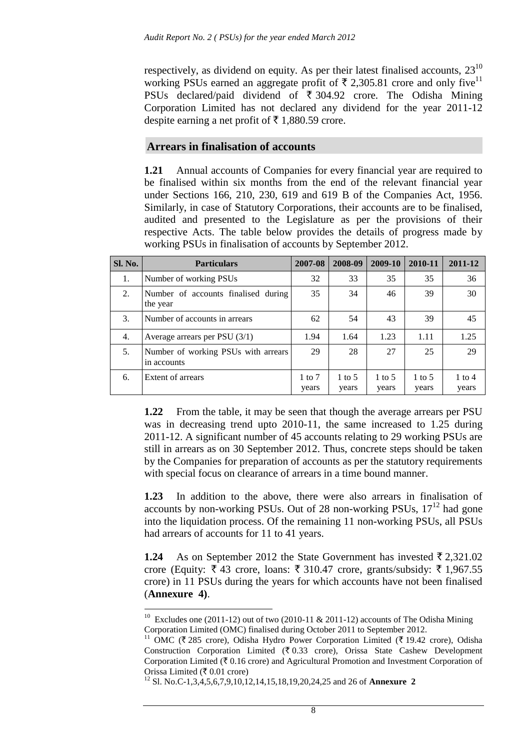respectively, as dividend on equity. As per their latest finalised accounts, 23[10] working PSUs earned an aggregate profit of ₹ 2,305.81 crore and only five[11] PSUs declared/paid dividend of ₹ 304.92 crore. The Odisha Mining Corporation Limited has not declared any dividend for the year 2011-12 despite earning a net profit of ₹ 1,880.59 crore.

## Arrears in finalisation of accounts

**1.21** Annual accounts of Companies for every financial year are required to be finalised within six months from the end of the relevant financial year under Sections 166, 210, 230, 619 and 619 B of the Companies Act, 1956. Similarly, in case of Statutory Corporations, their accounts are to be finalised, audited and presented to the Legislature as per the provisions of their respective Acts. The table below provides the details of progress made by working PSUs in finalisation of accounts by September 2012.

| Sl. No. | Particulars | 2007-08 | 2008-09 | 2009-10 | 2010-11 | 2011-12 |
|---|---|---|---|---|---|---|
| 1. | Number of working PSUs | 32 | 33 | 35 | 35 | 36 |
| 2. | Number of accounts finalised during the year | 35 | 34 | 46 | 39 | 30 |
| 3. | Number of accounts in arrears | 62 | 54 | 43 | 39 | 45 |
| 4. | Average arrears per PSU (3/1) | 1.94 | 1.64 | 1.23 | 1.11 | 1.25 |
| 5. | Number of working PSUs with arrears in accounts | 29 | 28 | 27 | 25 | 29 |
| 6. | Extent of arrears | 1 to 7 years | 1 to 5 years | 1 to 5 years | 1 to 5 years | 1 to 4 years |

**1.22** From the table, it may be seen that though the average arrears per PSU was in decreasing trend upto 2010-11, the same increased to 1.25 during 2011-12. A significant number of 45 accounts relating to 29 working PSUs are still in arrears as on 30 September 2012. Thus, concrete steps should be taken by the Companies for preparation of accounts as per the statutory requirements with special focus on clearance of arrears in a time bound manner.

**1.23** In addition to the above, there were also arrears in finalisation of accounts by non-working PSUs. Out of 28 non-working PSUs, 17[12] had gone into the liquidation process. Of the remaining 11 non-working PSUs, all PSUs had arrears of accounts for 11 to 41 years.

**1.24** As on September 2012 the State Government has invested ₹ 2,321.02 crore (Equity: ₹ 43 crore, loans: ₹ 310.47 crore, grants/subsidy: ₹ 1,967.55 crore) in 11 PSUs during the years for which accounts have not been finalised (**Annexure 4**).

---

[10] Excludes one (2011-12) out of two (2010-11 & 2011-12) accounts of The Odisha Mining Corporation Limited (OMC) finalised during October 2011 to September 2012.

[11] OMC (₹ 285 crore), Odisha Hydro Power Corporation Limited (₹ 19.42 crore), Odisha Construction Corporation Limited (₹ 0.33 crore), Orissa State Cashew Development Corporation Limited (₹ 0.16 crore) and Agricultural Promotion and Investment Corporation of Orissa Limited (₹ 0.01 crore)

[12] Sl. No.C-1,3,4,5,6,7,9,10,12,14,15,18,19,20,24,25 and 26 of **Annexure 2**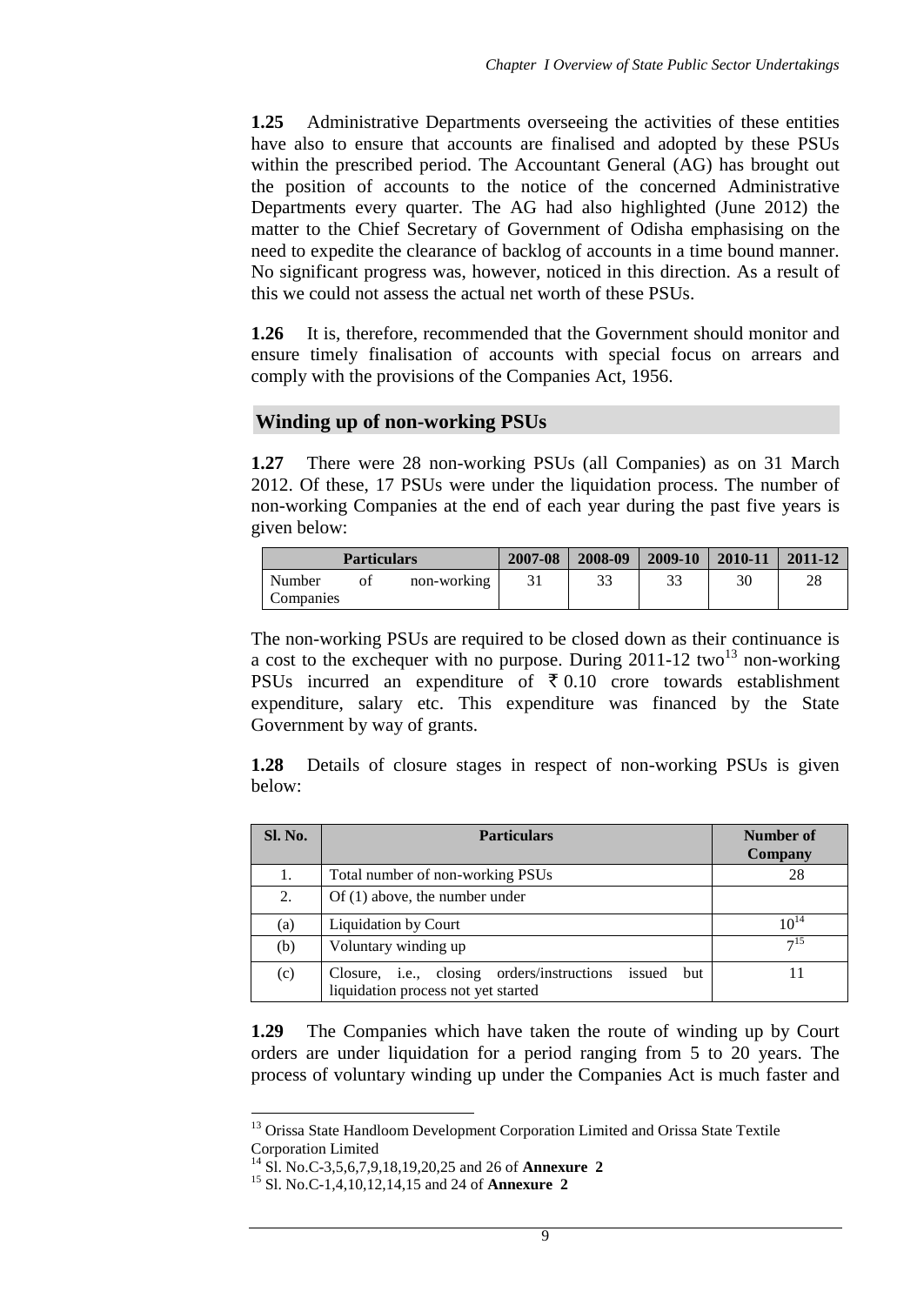**1.25** Administrative Departments overseeing the activities of these entities have also to ensure that accounts are finalised and adopted by these PSUs within the prescribed period. The Accountant General (AG) has brought out the position of accounts to the notice of the concerned Administrative Departments every quarter. The AG had also highlighted (June 2012) the matter to the Chief Secretary of Government of Odisha emphasising on the need to expedite the clearance of backlog of accounts in a time bound manner. No significant progress was, however, noticed in this direction. As a result of this we could not assess the actual net worth of these PSUs.

**1.26** It is, therefore, recommended that the Government should monitor and ensure timely finalisation of accounts with special focus on arrears and comply with the provisions of the Companies Act, 1956.

## Winding up of non-working PSUs

**1.27** There were 28 non-working PSUs (all Companies) as on 31 March 2012. Of these, 17 PSUs were under the liquidation process. The number of non-working Companies at the end of each year during the past five years is given below:

| Particulars | 2007-08 | 2008-09 | 2009-10 | 2010-11 | 2011-12 |
|---|---|---|---|---|---|
| Number of non-working Companies | 31 | 33 | 33 | 30 | 28 |

The non-working PSUs are required to be closed down as their continuance is a cost to the exchequer with no purpose. During 2011-12 two[13] non-working PSUs incurred an expenditure of ₹ 0.10 crore towards establishment expenditure, salary etc. This expenditure was financed by the State Government by way of grants.

**1.28** Details of closure stages in respect of non-working PSUs is given below:

| Sl. No. | Particulars | Number of Company |
|---|---|---|
| 1. | Total number of non-working PSUs | 28 |
| 2. | Of (1) above, the number under | |
| (a) | Liquidation by Court | 10[14] |
| (b) | Voluntary winding up | 7[15] |
| (c) | Closure, i.e., closing orders/instructions issued but liquidation process not yet started | 11 |

**1.29** The Companies which have taken the route of winding up by Court orders are under liquidation for a period ranging from 5 to 20 years. The process of voluntary winding up under the Companies Act is much faster and

---

[13] Orissa State Handloom Development Corporation Limited and Orissa State Textile Corporation Limited

[14] Sl. No.C-3,5,6,7,9,18,19,20,25 and 26 of **Annexure 2**

[15] Sl. No.C-1,4,10,12,14,15 and 24 of **Annexure 2**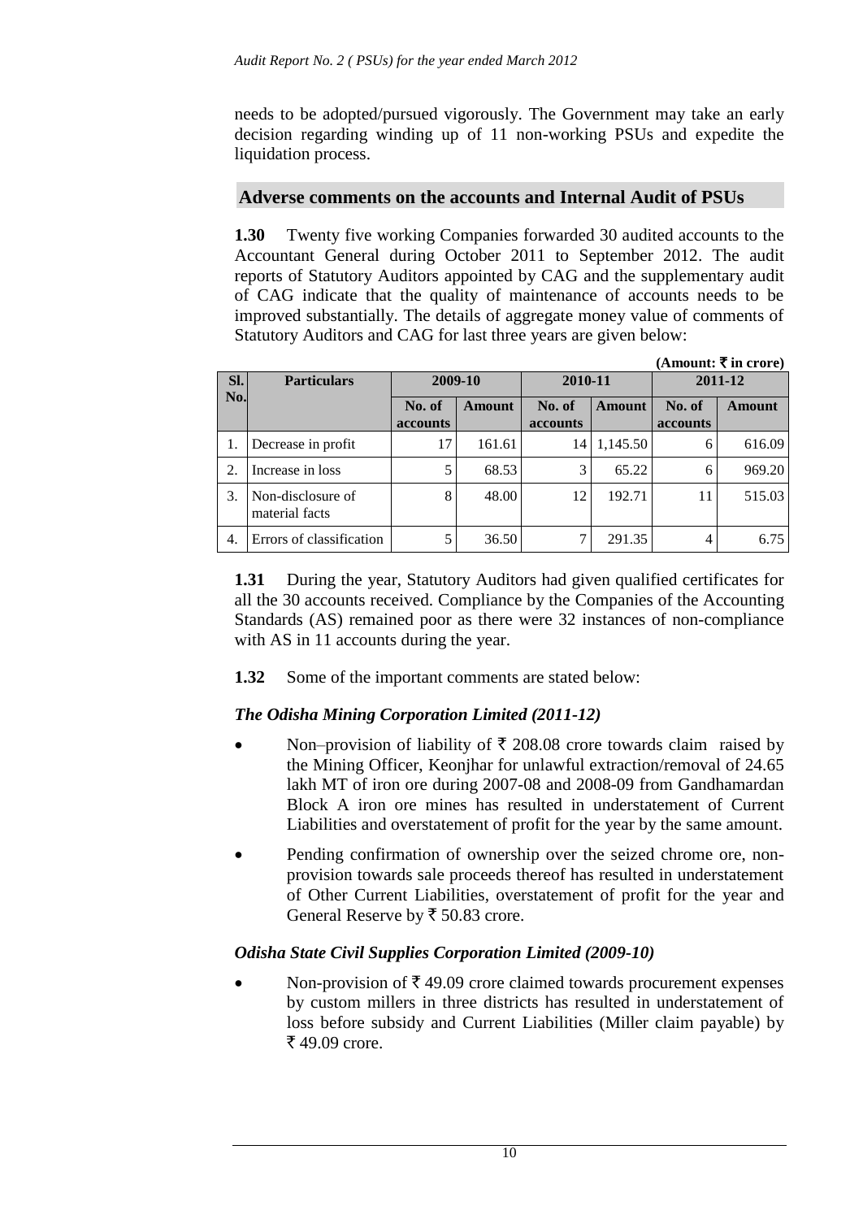needs to be adopted/pursued vigorously. The Government may take an early decision regarding winding up of 11 non-working PSUs and expedite the liquidation process.

## Adverse comments on the accounts and Internal Audit of PSUs

**1.30** Twenty five working Companies forwarded 30 audited accounts to the Accountant General during October 2011 to September 2012. The audit reports of Statutory Auditors appointed by CAG and the supplementary audit of CAG indicate that the quality of maintenance of accounts needs to be improved substantially. The details of aggregate money value of comments of Statutory Auditors and CAG for last three years are given below:

**(Amount: ₹ in crore)**

| Sl. No. | Particulars | 2009-10 | | 2010-11 | | 2011-12 | |
|---|---|---|---|---|---|---|---|
| | | No. of accounts | Amount | No. of accounts | Amount | No. of accounts | Amount |
| 1. | Decrease in profit | 17 | 161.61 | 14 | 1,145.50 | 6 | 616.09 |
| 2. | Increase in loss | 5 | 68.53 | 3 | 65.22 | 6 | 969.20 |
| 3. | Non-disclosure of material facts | 8 | 48.00 | 12 | 192.71 | 11 | 515.03 |
| 4. | Errors of classification | 5 | 36.50 | 7 | 291.35 | 4 | 6.75 |

**1.31** During the year, Statutory Auditors had given qualified certificates for all the 30 accounts received. Compliance by the Companies of the Accounting Standards (AS) remained poor as there were 32 instances of non-compliance with AS in 11 accounts during the year.

**1.32** Some of the important comments are stated below:

### *The Odisha Mining Corporation Limited (2011-12)*

- Non–provision of liability of ₹ 208.08 crore towards claim raised by the Mining Officer, Keonjhar for unlawful extraction/removal of 24.65 lakh MT of iron ore during 2007-08 and 2008-09 from Gandhamardan Block A iron ore mines has resulted in understatement of Current Liabilities and overstatement of profit for the year by the same amount.
- Pending confirmation of ownership over the seized chrome ore, non-provision towards sale proceeds thereof has resulted in understatement of Other Current Liabilities, overstatement of profit for the year and General Reserve by ₹ 50.83 crore.

### *Odisha State Civil Supplies Corporation Limited (2009-10)*

- Non-provision of ₹ 49.09 crore claimed towards procurement expenses by custom millers in three districts has resulted in understatement of loss before subsidy and Current Liabilities (Miller claim payable) by ₹ 49.09 crore.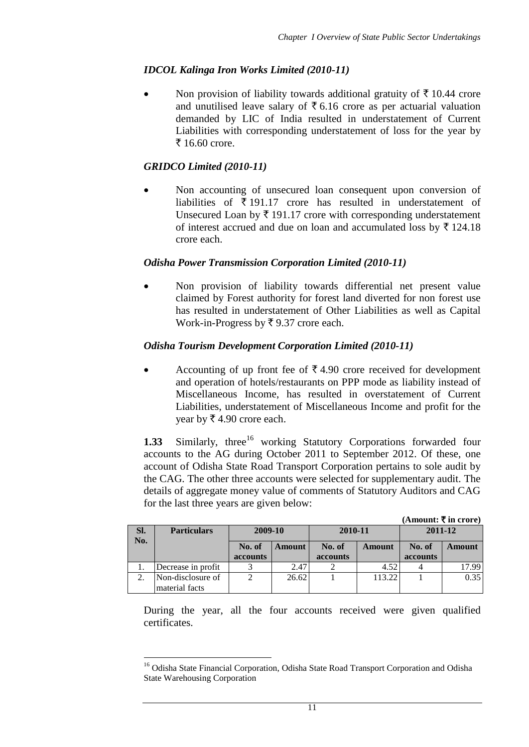### *IDCOL Kalinga Iron Works Limited (2010-11)*

- Non provision of liability towards additional gratuity of ₹ 10.44 crore and unutilised leave salary of ₹ 6.16 crore as per actuarial valuation demanded by LIC of India resulted in understatement of Current Liabilities with corresponding understatement of loss for the year by ₹ 16.60 crore.

### *GRIDCO Limited (2010-11)*

- Non accounting of unsecured loan consequent upon conversion of liabilities of ₹ 191.17 crore has resulted in understatement of Unsecured Loan by ₹ 191.17 crore with corresponding understatement of interest accrued and due on loan and accumulated loss by ₹ 124.18 crore each.

### *Odisha Power Transmission Corporation Limited (2010-11)*

- Non provision of liability towards differential net present value claimed by Forest authority for forest land diverted for non forest use has resulted in understatement of Other Liabilities as well as Capital Work-in-Progress by ₹ 9.37 crore each.

### *Odisha Tourism Development Corporation Limited (2010-11)*

- Accounting of up front fee of ₹ 4.90 crore received for development and operation of hotels/restaurants on PPP mode as liability instead of Miscellaneous Income, has resulted in overstatement of Current Liabilities, understatement of Miscellaneous Income and profit for the year by ₹ 4.90 crore each.

**1.33** Similarly, three[16] working Statutory Corporations forwarded four accounts to the AG during October 2011 to September 2012. Of these, one account of Odisha State Road Transport Corporation pertains to sole audit by the CAG. The other three accounts were selected for supplementary audit. The details of aggregate money value of comments of Statutory Auditors and CAG for the last three years are given below:

**(Amount: ₹ in crore)**

| Sl. No. | Particulars | 2009-10 | | 2010-11 | | 2011-12 | |
|---|---|---|---|---|---|---|---|
| | | No. of accounts | Amount | No. of accounts | Amount | No. of accounts | Amount |
| 1. | Decrease in profit | 3 | 2.47 | 2 | 4.52 | 4 | 17.99 |
| 2. | Non-disclosure of material facts | 2 | 26.62 | 1 | 113.22 | 1 | 0.35 |

During the year, all the four accounts received were given qualified certificates.

[16] Odisha State Financial Corporation, Odisha State Road Transport Corporation and Odisha State Warehousing Corporation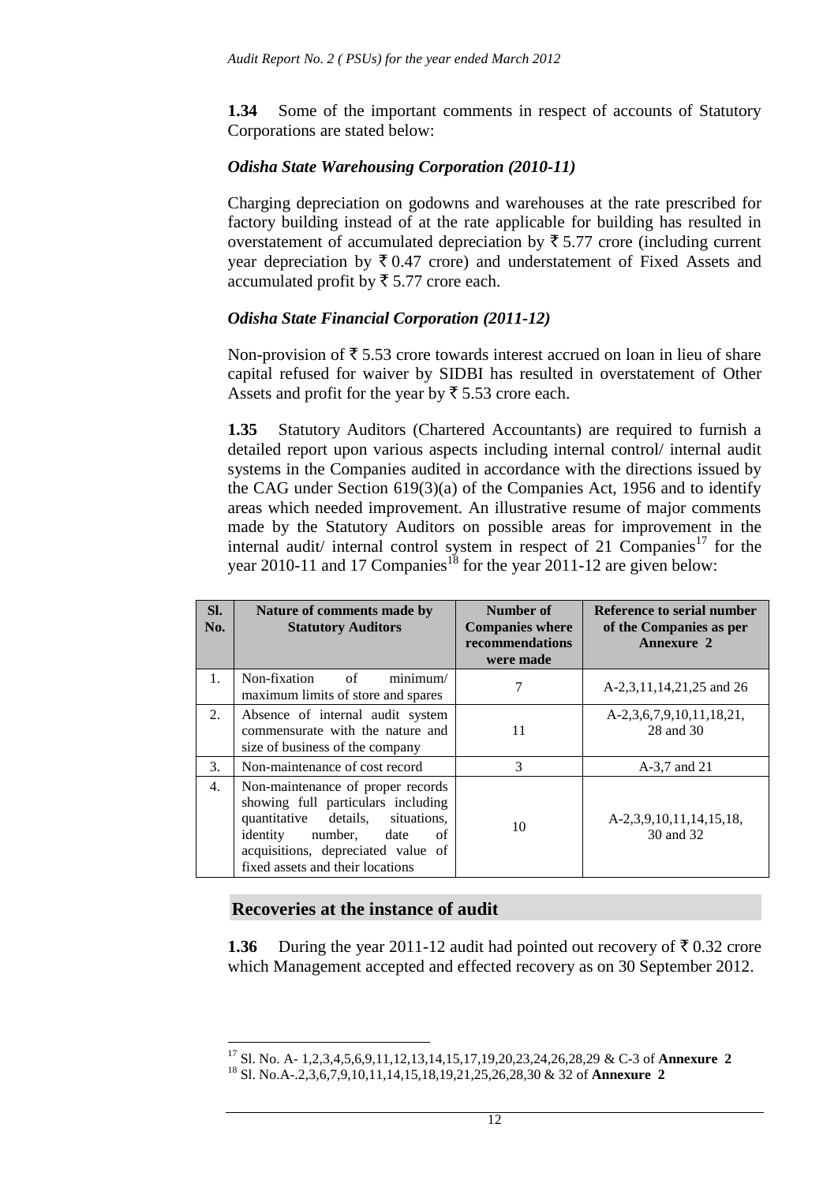**1.34** Some of the important comments in respect of accounts of Statutory Corporations are stated below:

***Odisha State Warehousing Corporation (2010-11)***

Charging depreciation on godowns and warehouses at the rate prescribed for factory building instead of at the rate applicable for building has resulted in overstatement of accumulated depreciation by ₹ 5.77 crore (including current year depreciation by ₹ 0.47 crore) and understatement of Fixed Assets and accumulated profit by ₹ 5.77 crore each.

***Odisha State Financial Corporation (2011-12)***

Non-provision of ₹ 5.53 crore towards interest accrued on loan in lieu of share capital refused for waiver by SIDBI has resulted in overstatement of Other Assets and profit for the year by ₹ 5.53 crore each.

**1.35** Statutory Auditors (Chartered Accountants) are required to furnish a detailed report upon various aspects including internal control/ internal audit systems in the Companies audited in accordance with the directions issued by the CAG under Section 619(3)(a) of the Companies Act, 1956 and to identify areas which needed improvement. An illustrative resume of major comments made by the Statutory Auditors on possible areas for improvement in the internal audit/ internal control system in respect of 21 Companies[17] for the year 2010-11 and 17 Companies[18] for the year 2011-12 are given below:

| Sl. No. | Nature of comments made by Statutory Auditors | Number of Companies where recommendations were made | Reference to serial number of the Companies as per Annexure 2 |
|---|---|---|---|
| 1. | Non-fixation of minimum/ maximum limits of store and spares | 7 | A-2,3,11,14,21,25 and 26 |
| 2. | Absence of internal audit system commensurate with the nature and size of business of the company | 11 | A-2,3,6,7,9,10,11,18,21, 28 and 30 |
| 3. | Non-maintenance of cost record | 3 | A-3,7 and 21 |
| 4. | Non-maintenance of proper records showing full particulars including quantitative details, situations, identity number, date of acquisitions, depreciated value of fixed assets and their locations | 10 | A-2,3,9,10,11,14,15,18, 30 and 32 |

## Recoveries at the instance of audit

**1.36** During the year 2011-12 audit had pointed out recovery of ₹ 0.32 crore which Management accepted and effected recovery as on 30 September 2012.

[17] Sl. No. A- 1,2,3,4,5,6,9,11,12,13,14,15,17,19,20,23,24,26,28,29 & C-3 of **Annexure 2**

[18] Sl. No.A-.2,3,6,7,9,10,11,14,15,18,19,21,25,26,28,30 & 32 of **Annexure 2**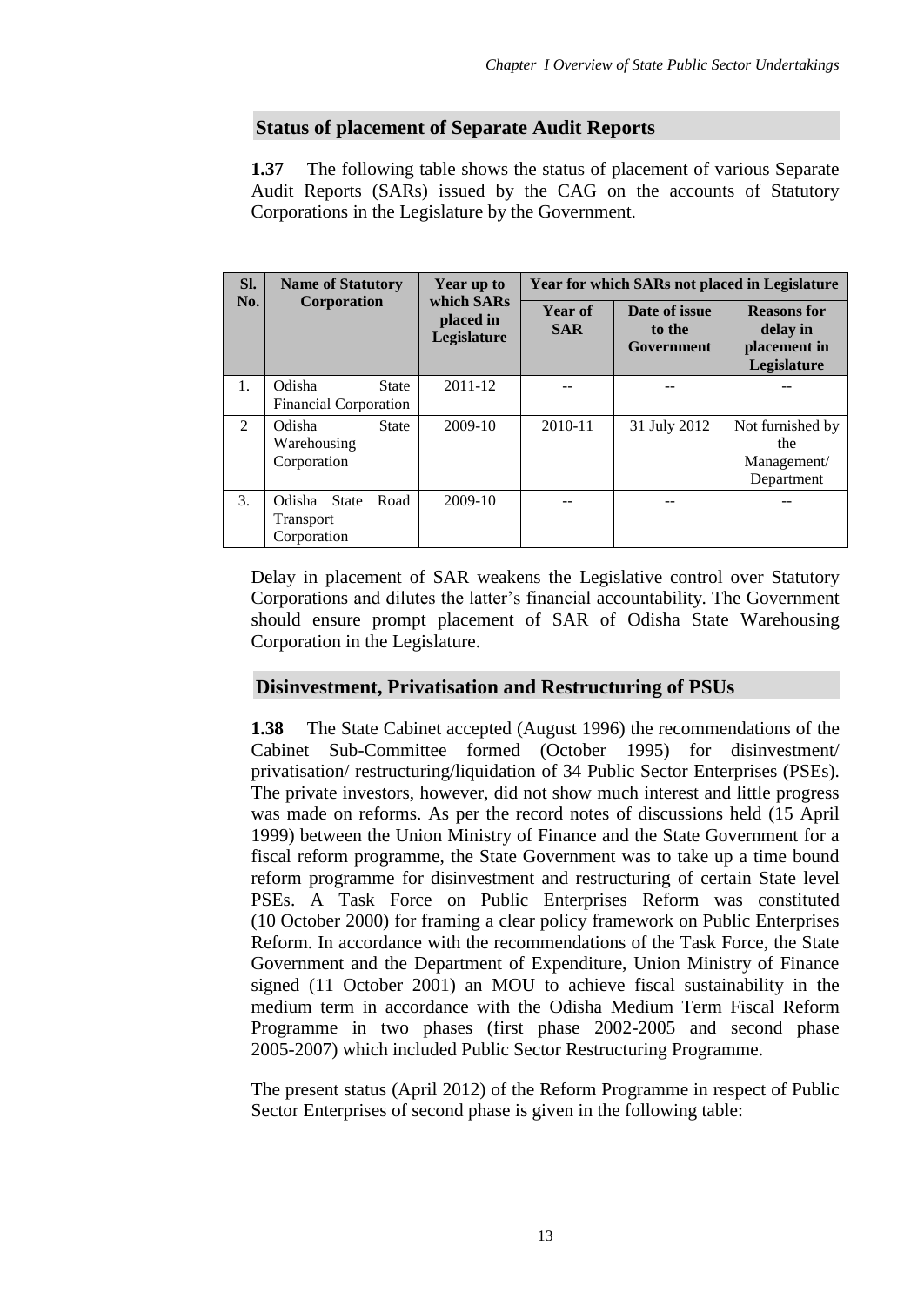## Status of placement of Separate Audit Reports

**1.37** The following table shows the status of placement of various Separate Audit Reports (SARs) issued by the CAG on the accounts of Statutory Corporations in the Legislature by the Government.

| Sl. No. | Name of Statutory Corporation | Year up to which SARs placed in Legislature | Year for which SARs not placed in Legislature | | |
|---|---|---|---|---|---|
| | | | Year of SAR | Date of issue to the Government | Reasons for delay in placement in Legislature |
| 1. | Odisha State Financial Corporation | 2011-12 | -- | -- | -- |
| 2 | Odisha State Warehousing Corporation | 2009-10 | 2010-11 | 31 July 2012 | Not furnished by the Management/ Department |
| 3. | Odisha State Road Transport Corporation | 2009-10 | -- | -- | -- |

Delay in placement of SAR weakens the Legislative control over Statutory Corporations and dilutes the latter's financial accountability. The Government should ensure prompt placement of SAR of Odisha State Warehousing Corporation in the Legislature.

## Disinvestment, Privatisation and Restructuring of PSUs

**1.38** The State Cabinet accepted (August 1996) the recommendations of the Cabinet Sub-Committee formed (October 1995) for disinvestment/ privatisation/ restructuring/liquidation of 34 Public Sector Enterprises (PSEs). The private investors, however, did not show much interest and little progress was made on reforms. As per the record notes of discussions held (15 April 1999) between the Union Ministry of Finance and the State Government for a fiscal reform programme, the State Government was to take up a time bound reform programme for disinvestment and restructuring of certain State level PSEs. A Task Force on Public Enterprises Reform was constituted (10 October 2000) for framing a clear policy framework on Public Enterprises Reform. In accordance with the recommendations of the Task Force, the State Government and the Department of Expenditure, Union Ministry of Finance signed (11 October 2001) an MOU to achieve fiscal sustainability in the medium term in accordance with the Odisha Medium Term Fiscal Reform Programme in two phases (first phase 2002-2005 and second phase 2005-2007) which included Public Sector Restructuring Programme.

The present status (April 2012) of the Reform Programme in respect of Public Sector Enterprises of second phase is given in the following table: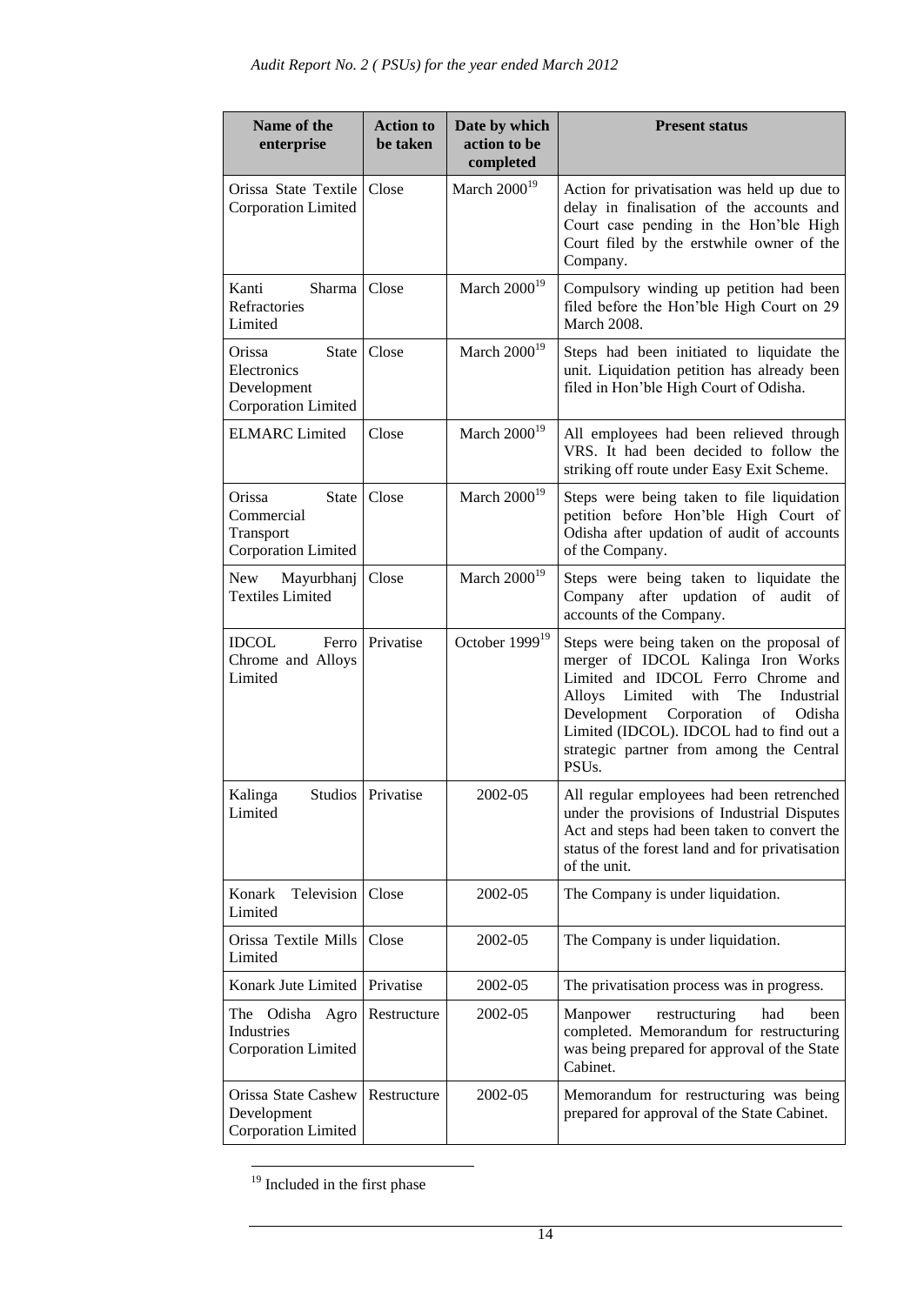| Name of the enterprise | Action to be taken | Date by which action to be completed | Present status |
|---|---|---|---|
| Orissa State Textile Corporation Limited | Close | March 2000[19] | Action for privatisation was held up due to delay in finalisation of the accounts and Court case pending in the Hon'ble High Court filed by the erstwhile owner of the Company. |
| Kanti Sharma Refractories Limited | Close | March 2000[19] | Compulsory winding up petition had been filed before the Hon'ble High Court on 29 March 2008. |
| Orissa State Electronics Development Corporation Limited | Close | March 2000[19] | Steps had been initiated to liquidate the unit. Liquidation petition has already been filed in Hon'ble High Court of Odisha. |
| ELMARC Limited | Close | March 2000[19] | All employees had been relieved through VRS. It had been decided to follow the striking off route under Easy Exit Scheme. |
| Orissa State Commercial Transport Corporation Limited | Close | March 2000[19] | Steps were being taken to file liquidation petition before Hon'ble High Court of Odisha after updation of audit of accounts of the Company. |
| New Mayurbhanj Textiles Limited | Close | March 2000[19] | Steps were being taken to liquidate the Company after updation of audit of accounts of the Company. |
| IDCOL Ferro Chrome and Alloys Limited | Privatise | October 1999[19] | Steps were being taken on the proposal of merger of IDCOL Kalinga Iron Works Limited and IDCOL Ferro Chrome and Alloys Limited with The Industrial Development Corporation of Odisha Limited (IDCOL). IDCOL had to find out a strategic partner from among the Central PSUs. |
| Kalinga Studios Limited | Privatise | 2002-05 | All regular employees had been retrenched under the provisions of Industrial Disputes Act and steps had been taken to convert the status of the forest land and for privatisation of the unit. |
| Konark Television Limited | Close | 2002-05 | The Company is under liquidation. |
| Orissa Textile Mills Limited | Close | 2002-05 | The Company is under liquidation. |
| Konark Jute Limited | Privatise | 2002-05 | The privatisation process was in progress. |
| The Odisha Agro Industries Corporation Limited | Restructure | 2002-05 | Manpower restructuring had been completed. Memorandum for restructuring was being prepared for approval of the State Cabinet. |
| Orissa State Cashew Development Corporation Limited | Restructure | 2002-05 | Memorandum for restructuring was being prepared for approval of the State Cabinet. |

[19] Included in the first phase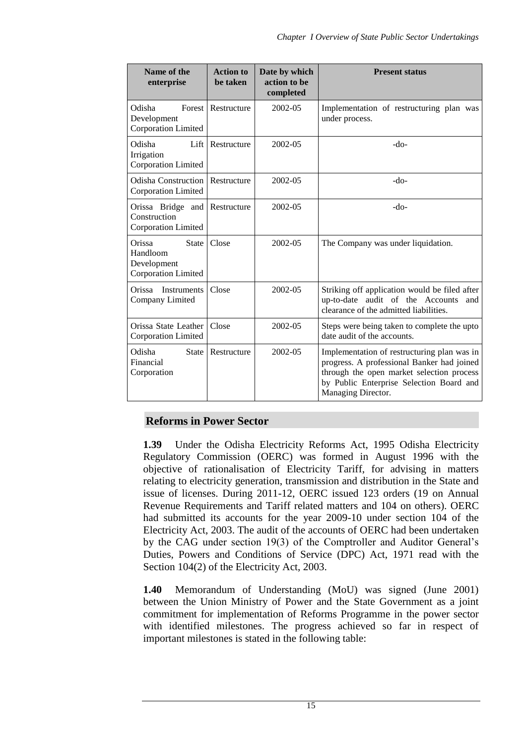| Name of the enterprise | Action to be taken | Date by which action to be completed | Present status |
|---|---|---|---|
| Odisha Forest Development Corporation Limited | Restructure | 2002-05 | Implementation of restructuring plan was under process. |
| Odisha Lift Irrigation Corporation Limited | Restructure | 2002-05 | -do- |
| Odisha Construction Corporation Limited | Restructure | 2002-05 | -do- |
| Orissa Bridge and Construction Corporation Limited | Restructure | 2002-05 | -do- |
| Orissa State Handloom Development Corporation Limited | Close | 2002-05 | The Company was under liquidation. |
| Orissa Instruments Company Limited | Close | 2002-05 | Striking off application would be filed after up-to-date audit of the Accounts and clearance of the admitted liabilities. |
| Orissa State Leather Corporation Limited | Close | 2002-05 | Steps were being taken to complete the upto date audit of the accounts. |
| Odisha State Financial Corporation | Restructure | 2002-05 | Implementation of restructuring plan was in progress. A professional Banker had joined through the open market selection process by Public Enterprise Selection Board and Managing Director. |

## Reforms in Power Sector

**1.39** Under the Odisha Electricity Reforms Act, 1995 Odisha Electricity Regulatory Commission (OERC) was formed in August 1996 with the objective of rationalisation of Electricity Tariff, for advising in matters relating to electricity generation, transmission and distribution in the State and issue of licenses. During 2011-12, OERC issued 123 orders (19 on Annual Revenue Requirements and Tariff related matters and 104 on others). OERC had submitted its accounts for the year 2009-10 under section 104 of the Electricity Act, 2003. The audit of the accounts of OERC had been undertaken by the CAG under section 19(3) of the Comptroller and Auditor General's Duties, Powers and Conditions of Service (DPC) Act, 1971 read with the Section 104(2) of the Electricity Act, 2003.

**1.40** Memorandum of Understanding (MoU) was signed (June 2001) between the Union Ministry of Power and the State Government as a joint commitment for implementation of Reforms Programme in the power sector with identified milestones. The progress achieved so far in respect of important milestones is stated in the following table: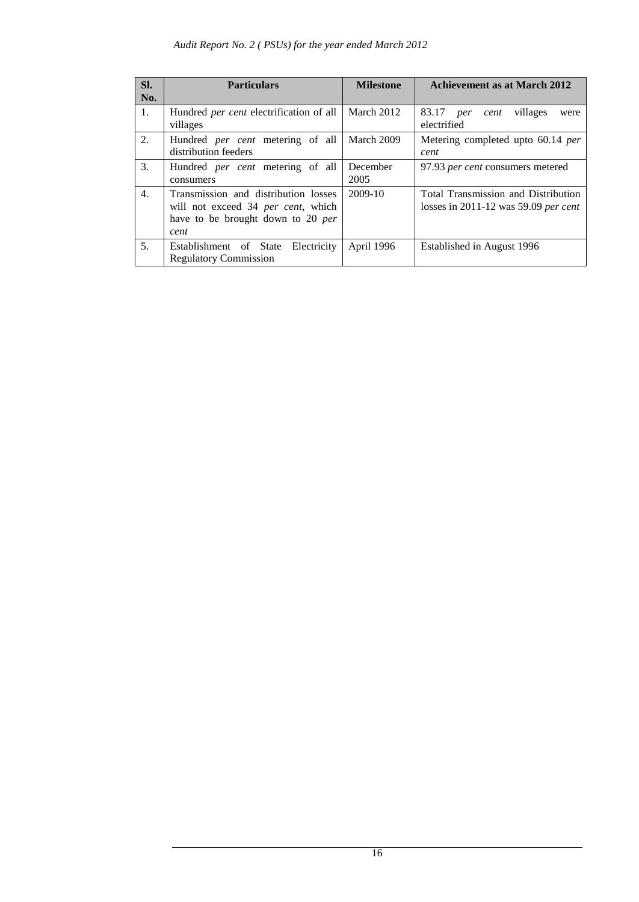| Sl. No. | Particulars | Milestone | Achievement as at March 2012 |
|---|---|---|---|
| 1. | Hundred *per cent* electrification of all villages | March 2012 | 83.17 *per cent* villages were electrified |
| 2. | Hundred *per cent* metering of all distribution feeders | March 2009 | Metering completed upto 60.14 *per cent* |
| 3. | Hundred *per cent* metering of all consumers | December 2005 | 97.93 *per cent* consumers metered |
| 4. | Transmission and distribution losses will not exceed 34 *per cent*, which have to be brought down to 20 *per cent* | 2009-10 | Total Transmission and Distribution losses in 2011-12 was 59.09 *per cent* |
| 5. | Establishment of State Electricity Regulatory Commission | April 1996 | Established in August 1996 |